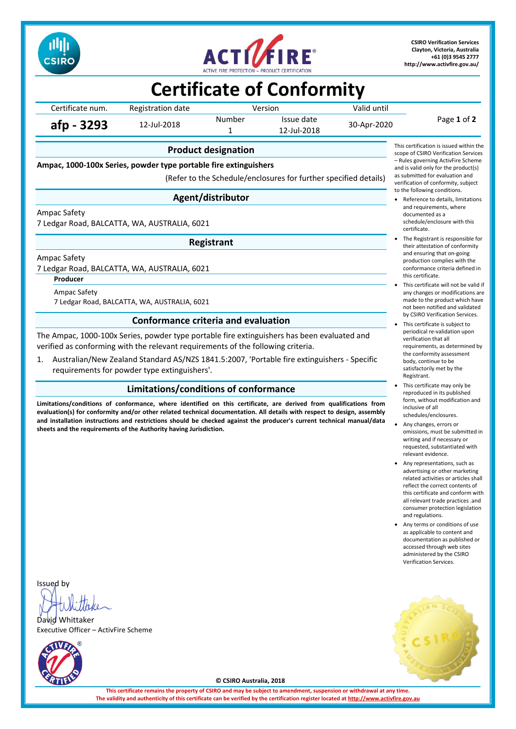CSIRO Verification Services
Clayton, Victoria, Australia
+61 (0)3 9545 2777
http://www.activfire.gov.au/

# Certificate of Conformity

| Certificate num. | Registration date | Version | | Valid until |
|---|---|---|---|---|
| | | Number | Issue date | |
| **afp - 3293** | 12-Jul-2018 | 1 | 12-Jul-2018 | 30-Apr-2020 |

## Product designation

**Ampac, 1000-100x Series, powder type portable fire extinguishers**

(Refer to the Schedule/enclosures for further specified details)

## Agent/distributor

Ampac Safety
7 Ledgar Road, BALCATTA, WA, AUSTRALIA, 6021

## Registrant

Ampac Safety
7 Ledgar Road, BALCATTA, WA, AUSTRALIA, 6021

**Producer**

Ampac Safety
7 Ledgar Road, BALCATTA, WA, AUSTRALIA, 6021

## Conformance criteria and evaluation

The Ampac, 1000-100x Series, powder type portable fire extinguishers has been evaluated and verified as conforming with the relevant requirements of the following criteria.

1. Australian/New Zealand Standard AS/NZS 1841.5:2007, 'Portable fire extinguishers - Specific requirements for powder type extinguishers'.

## Limitations/conditions of conformance

**Limitations/conditions of conformance, where identified on this certificate, are derived from qualifications from evaluation(s) for conformity and/or other related technical documentation. All details with respect to design, assembly and installation instructions and restrictions should be checked against the producer's current technical manual/data sheets and the requirements of the Authority having Jurisdiction.**

This certification is issued within the scope of CSIRO Verification Services – Rules governing ActivFire Scheme and is valid only for the product(s) as submitted for evaluation and verification of conformity, subject to the following conditions.

- Reference to details, limitations and requirements, where documented as a schedule/enclosure with this certificate.
- The Registrant is responsible for their attestation of conformity and ensuring that on-going production complies with the conformance criteria defined in this certificate.
- This certificate will not be valid if any changes or modifications are made to the product which have not been notified and validated by CSIRO Verification Services.
- This certificate is subject to periodical re-validation upon verification that all requirements, as determined by the conformity assessment body, continue to be satisfactorily met by the Registrant.
- This certificate may only be reproduced in its published form, without modification and inclusive of all schedules/enclosures.
- Any changes, errors or omissions, must be submitted in writing and if necessary or requested, substantiated with relevant evidence.
- Any representations, such as advertising or other marketing related activities or articles shall reflect the correct contents of this certificate and conform with all relevant trade practices .and consumer protection legislation and regulations.
- Any terms or conditions of use as applicable to content and documentation as published or accessed through web sites administered by the CSIRO Verification Services.

Issued by

David Whittaker
Executive Officer – ActivFire Scheme

© CSIRO Australia, 2018

**This certificate remains the property of CSIRO and may be subject to amendment, suspension or withdrawal at any time.**
**The validity and authenticity of this certificate can be verified by the certification register located at http://www.activfire.gov.au**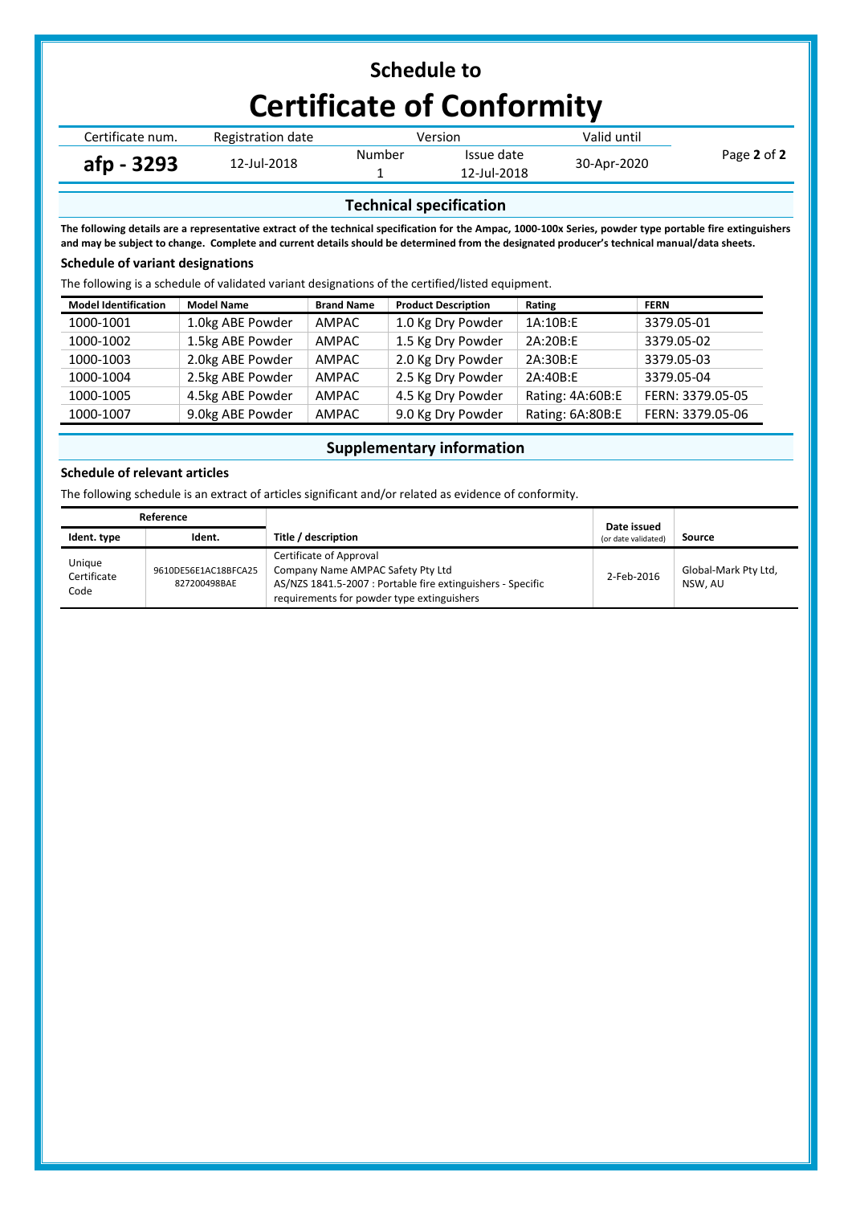# Schedule to Certificate of Conformity

| Certificate num. | Registration date | Version Number | Version Issue date | Valid until |
|---|---|---|---|---|
| **afp - 3293** | 12-Jul-2018 | 1 | 12-Jul-2018 | 30-Apr-2020 |

## Technical specification

**The following details are a representative extract of the technical specification for the Ampac, 1000-100x Series, powder type portable fire extinguishers and may be subject to change. Complete and current details should be determined from the designated producer's technical manual/data sheets.**

### Schedule of variant designations

The following is a schedule of validated variant designations of the certified/listed equipment.

| Model Identification | Model Name | Brand Name | Product Description | Rating | FERN |
|---|---|---|---|---|---|
| 1000-1001 | 1.0kg ABE Powder | AMPAC | 1.0 Kg Dry Powder | 1A:10B:E | 3379.05-01 |
| 1000-1002 | 1.5kg ABE Powder | AMPAC | 1.5 Kg Dry Powder | 2A:20B:E | 3379.05-02 |
| 1000-1003 | 2.0kg ABE Powder | AMPAC | 2.0 Kg Dry Powder | 2A:30B:E | 3379.05-03 |
| 1000-1004 | 2.5kg ABE Powder | AMPAC | 2.5 Kg Dry Powder | 2A:40B:E | 3379.05-04 |
| 1000-1005 | 4.5kg ABE Powder | AMPAC | 4.5 Kg Dry Powder | Rating: 4A:60B:E | FERN: 3379.05-05 |
| 1000-1007 | 9.0kg ABE Powder | AMPAC | 9.0 Kg Dry Powder | Rating: 6A:80B:E | FERN: 3379.05-06 |

## Supplementary information

### Schedule of relevant articles

The following schedule is an extract of articles significant and/or related as evidence of conformity.

| Reference | | | | |
|---|---|---|---|---|
| Ident. type | Ident. | Title / description | Date issued (or date validated) | Source |
| Unique Certificate Code | 9610DE56E1AC18BFCA25827200498BAE | Certificate of Approval<br>Company Name AMPAC Safety Pty Ltd<br>AS/NZS 1841.5-2007 : Portable fire extinguishers - Specific requirements for powder type extinguishers | 2-Feb-2016 | Global-Mark Pty Ltd, NSW, AU |